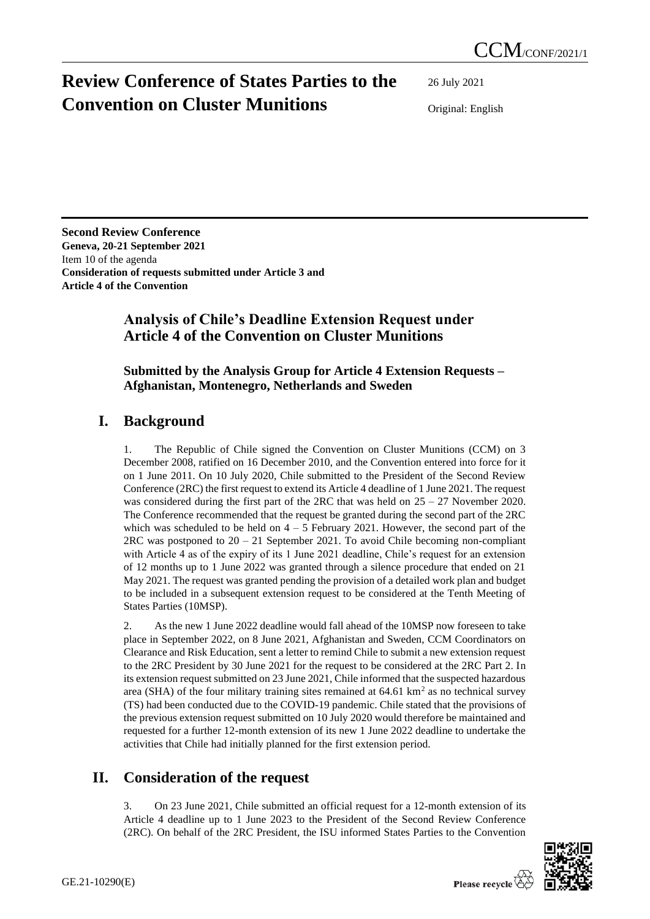CCM/CONF/2021/1

# Review Conference of States Parties to the Convention on Cluster Munitions

26 July 2021

Original: English

**Second Review Conference**
**Geneva, 20-21 September 2021**
Item 10 of the agenda
**Consideration of requests submitted under Article 3 and Article 4 of the Convention**

## Analysis of Chile's Deadline Extension Request under Article 4 of the Convention on Cluster Munitions

### Submitted by the Analysis Group for Article 4 Extension Requests – Afghanistan, Montenegro, Netherlands and Sweden

## I. Background

1. The Republic of Chile signed the Convention on Cluster Munitions (CCM) on 3 December 2008, ratified on 16 December 2010, and the Convention entered into force for it on 1 June 2011. On 10 July 2020, Chile submitted to the President of the Second Review Conference (2RC) the first request to extend its Article 4 deadline of 1 June 2021. The request was considered during the first part of the 2RC that was held on 25 – 27 November 2020. The Conference recommended that the request be granted during the second part of the 2RC which was scheduled to be held on 4 – 5 February 2021. However, the second part of the 2RC was postponed to 20 – 21 September 2021. To avoid Chile becoming non-compliant with Article 4 as of the expiry of its 1 June 2021 deadline, Chile's request for an extension of 12 months up to 1 June 2022 was granted through a silence procedure that ended on 21 May 2021. The request was granted pending the provision of a detailed work plan and budget to be included in a subsequent extension request to be considered at the Tenth Meeting of States Parties (10MSP).

2. As the new 1 June 2022 deadline would fall ahead of the 10MSP now foreseen to take place in September 2022, on 8 June 2021, Afghanistan and Sweden, CCM Coordinators on Clearance and Risk Education, sent a letter to remind Chile to submit a new extension request to the 2RC President by 30 June 2021 for the request to be considered at the 2RC Part 2. In its extension request submitted on 23 June 2021, Chile informed that the suspected hazardous area (SHA) of the four military training sites remained at 64.61 km$^2$ as no technical survey (TS) had been conducted due to the COVID-19 pandemic. Chile stated that the provisions of the previous extension request submitted on 10 July 2020 would therefore be maintained and requested for a further 12-month extension of its new 1 June 2022 deadline to undertake the activities that Chile had initially planned for the first extension period.

## II. Consideration of the request

3. On 23 June 2021, Chile submitted an official request for a 12-month extension of its Article 4 deadline up to 1 June 2023 to the President of the Second Review Conference (2RC). On behalf of the 2RC President, the ISU informed States Parties to the Convention

GE.21-10290(E)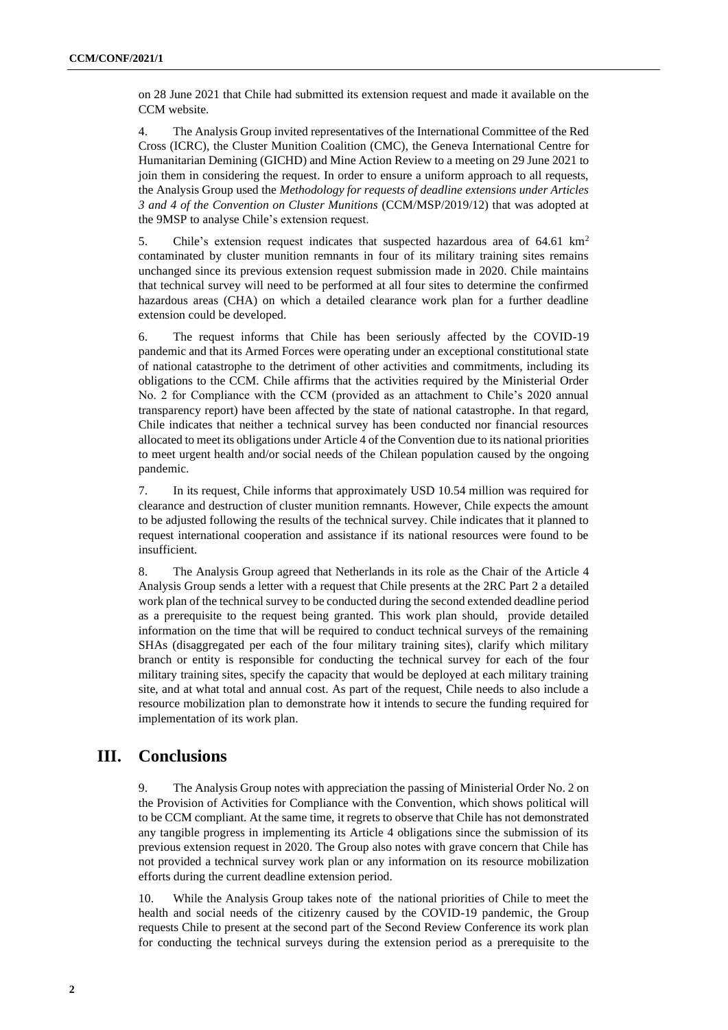on 28 June 2021 that Chile had submitted its extension request and made it available on the CCM website.

4. The Analysis Group invited representatives of the International Committee of the Red Cross (ICRC), the Cluster Munition Coalition (CMC), the Geneva International Centre for Humanitarian Demining (GICHD) and Mine Action Review to a meeting on 29 June 2021 to join them in considering the request. In order to ensure a uniform approach to all requests, the Analysis Group used the *Methodology for requests of deadline extensions under Articles 3 and 4 of the Convention on Cluster Munitions* (CCM/MSP/2019/12) that was adopted at the 9MSP to analyse Chile's extension request.

5. Chile's extension request indicates that suspected hazardous area of 64.61 $km^2$ contaminated by cluster munition remnants in four of its military training sites remains unchanged since its previous extension request submission made in 2020. Chile maintains that technical survey will need to be performed at all four sites to determine the confirmed hazardous areas (CHA) on which a detailed clearance work plan for a further deadline extension could be developed.

6. The request informs that Chile has been seriously affected by the COVID-19 pandemic and that its Armed Forces were operating under an exceptional constitutional state of national catastrophe to the detriment of other activities and commitments, including its obligations to the CCM. Chile affirms that the activities required by the Ministerial Order No. 2 for Compliance with the CCM (provided as an attachment to Chile's 2020 annual transparency report) have been affected by the state of national catastrophe. In that regard, Chile indicates that neither a technical survey has been conducted nor financial resources allocated to meet its obligations under Article 4 of the Convention due to its national priorities to meet urgent health and/or social needs of the Chilean population caused by the ongoing pandemic.

7. In its request, Chile informs that approximately USD 10.54 million was required for clearance and destruction of cluster munition remnants. However, Chile expects the amount to be adjusted following the results of the technical survey. Chile indicates that it planned to request international cooperation and assistance if its national resources were found to be insufficient.

8. The Analysis Group agreed that Netherlands in its role as the Chair of the Article 4 Analysis Group sends a letter with a request that Chile presents at the 2RC Part 2 a detailed work plan of the technical survey to be conducted during the second extended deadline period as a prerequisite to the request being granted. This work plan should, provide detailed information on the time that will be required to conduct technical surveys of the remaining SHAs (disaggregated per each of the four military training sites), clarify which military branch or entity is responsible for conducting the technical survey for each of the four military training sites, specify the capacity that would be deployed at each military training site, and at what total and annual cost. As part of the request, Chile needs to also include a resource mobilization plan to demonstrate how it intends to secure the funding required for implementation of its work plan.

## III. Conclusions

9. The Analysis Group notes with appreciation the passing of Ministerial Order No. 2 on the Provision of Activities for Compliance with the Convention, which shows political will to be CCM compliant. At the same time, it regrets to observe that Chile has not demonstrated any tangible progress in implementing its Article 4 obligations since the submission of its previous extension request in 2020. The Group also notes with grave concern that Chile has not provided a technical survey work plan or any information on its resource mobilization efforts during the current deadline extension period.

10. While the Analysis Group takes note of the national priorities of Chile to meet the health and social needs of the citizenry caused by the COVID-19 pandemic, the Group requests Chile to present at the second part of the Second Review Conference its work plan for conducting the technical surveys during the extension period as a prerequisite to the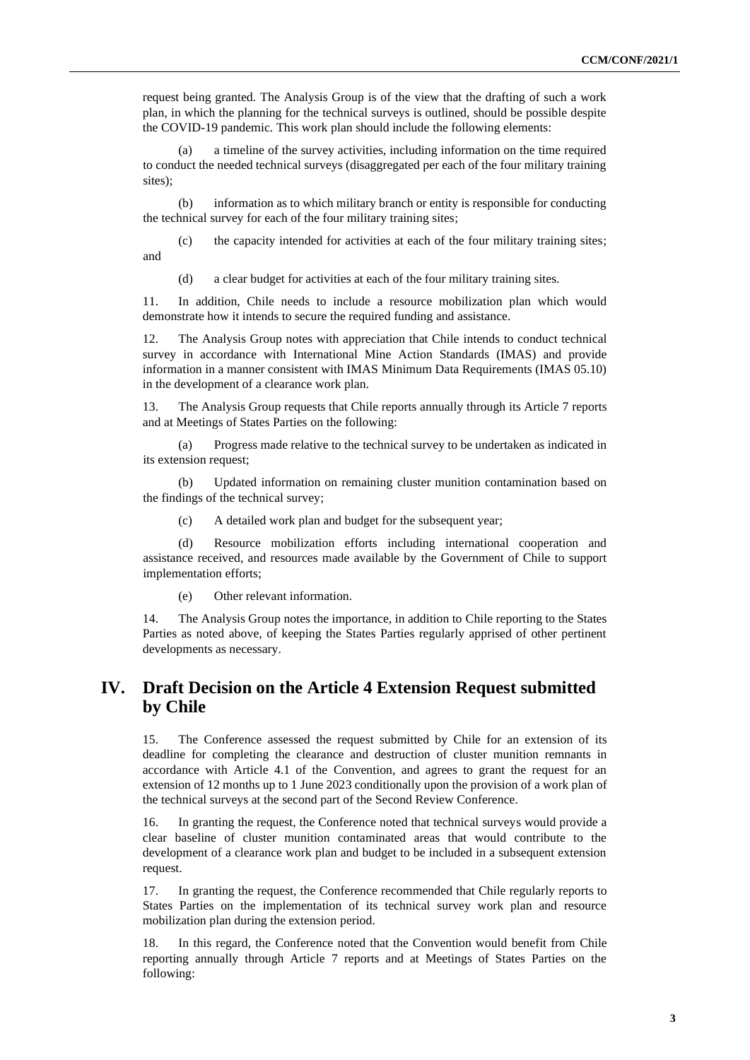request being granted. The Analysis Group is of the view that the drafting of such a work plan, in which the planning for the technical surveys is outlined, should be possible despite the COVID-19 pandemic. This work plan should include the following elements:

(a) a timeline of the survey activities, including information on the time required to conduct the needed technical surveys (disaggregated per each of the four military training sites);

(b) information as to which military branch or entity is responsible for conducting the technical survey for each of the four military training sites;

(c) the capacity intended for activities at each of the four military training sites; and

(d) a clear budget for activities at each of the four military training sites.

11. In addition, Chile needs to include a resource mobilization plan which would demonstrate how it intends to secure the required funding and assistance.

12. The Analysis Group notes with appreciation that Chile intends to conduct technical survey in accordance with International Mine Action Standards (IMAS) and provide information in a manner consistent with IMAS Minimum Data Requirements (IMAS 05.10) in the development of a clearance work plan.

13. The Analysis Group requests that Chile reports annually through its Article 7 reports and at Meetings of States Parties on the following:

(a) Progress made relative to the technical survey to be undertaken as indicated in its extension request;

(b) Updated information on remaining cluster munition contamination based on the findings of the technical survey;

(c) A detailed work plan and budget for the subsequent year;

(d) Resource mobilization efforts including international cooperation and assistance received, and resources made available by the Government of Chile to support implementation efforts;

(e) Other relevant information.

14. The Analysis Group notes the importance, in addition to Chile reporting to the States Parties as noted above, of keeping the States Parties regularly apprised of other pertinent developments as necessary.

## IV. Draft Decision on the Article 4 Extension Request submitted by Chile

15. The Conference assessed the request submitted by Chile for an extension of its deadline for completing the clearance and destruction of cluster munition remnants in accordance with Article 4.1 of the Convention, and agrees to grant the request for an extension of 12 months up to 1 June 2023 conditionally upon the provision of a work plan of the technical surveys at the second part of the Second Review Conference.

16. In granting the request, the Conference noted that technical surveys would provide a clear baseline of cluster munition contaminated areas that would contribute to the development of a clearance work plan and budget to be included in a subsequent extension request.

17. In granting the request, the Conference recommended that Chile regularly reports to States Parties on the implementation of its technical survey work plan and resource mobilization plan during the extension period.

18. In this regard, the Conference noted that the Convention would benefit from Chile reporting annually through Article 7 reports and at Meetings of States Parties on the following: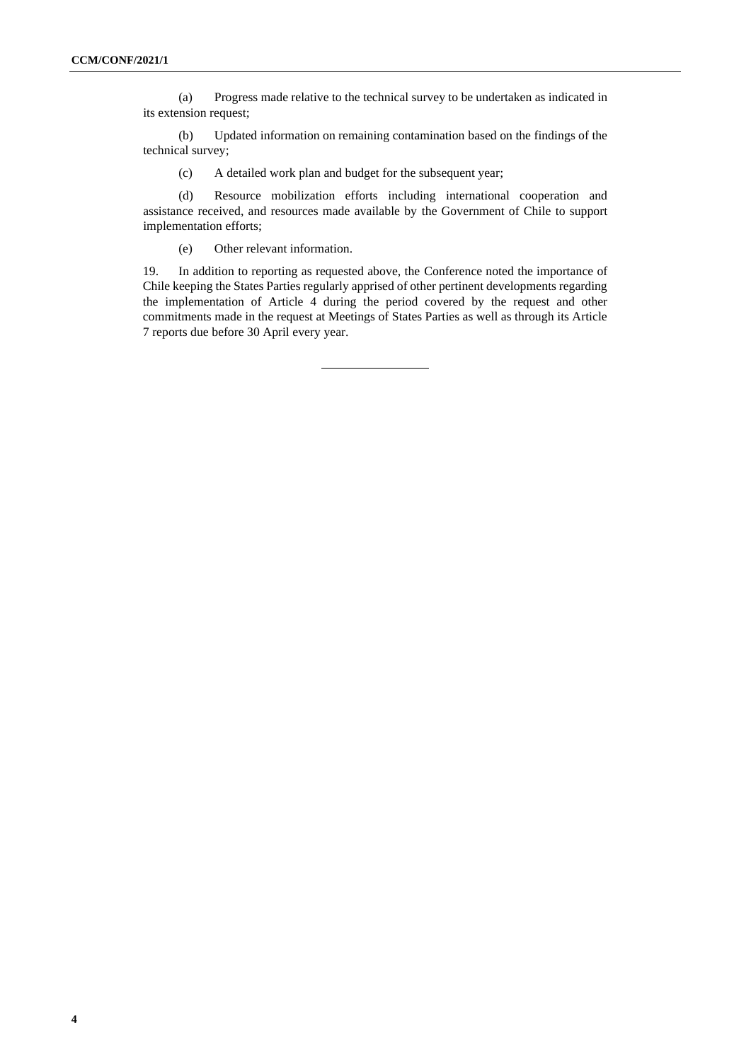(a) Progress made relative to the technical survey to be undertaken as indicated in its extension request;

(b) Updated information on remaining contamination based on the findings of the technical survey;

(c) A detailed work plan and budget for the subsequent year;

(d) Resource mobilization efforts including international cooperation and assistance received, and resources made available by the Government of Chile to support implementation efforts;

(e) Other relevant information.

19. In addition to reporting as requested above, the Conference noted the importance of Chile keeping the States Parties regularly apprised of other pertinent developments regarding the implementation of Article 4 during the period covered by the request and other commitments made in the request at Meetings of States Parties as well as through its Article 7 reports due before 30 April every year.